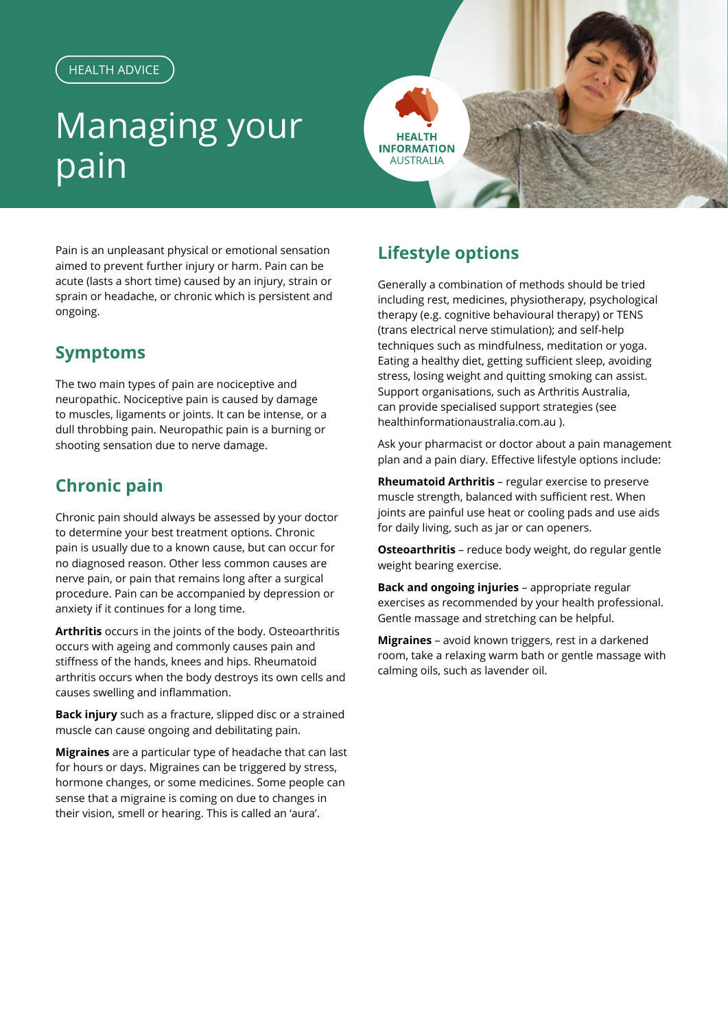HEALTH ADVICE

# Managing your pain

HEALTH INFORMATION AUSTRALIA

Pain is an unpleasant physical or emotional sensation aimed to prevent further injury or harm. Pain can be acute (lasts a short time) caused by an injury, strain or sprain or headache, or chronic which is persistent and ongoing.

## Symptoms

The two main types of pain are nociceptive and neuropathic. Nociceptive pain is caused by damage to muscles, ligaments or joints. It can be intense, or a dull throbbing pain. Neuropathic pain is a burning or shooting sensation due to nerve damage.

## Chronic pain

Chronic pain should always be assessed by your doctor to determine your best treatment options. Chronic pain is usually due to a known cause, but can occur for no diagnosed reason. Other less common causes are nerve pain, or pain that remains long after a surgical procedure. Pain can be accompanied by depression or anxiety if it continues for a long time.

**Arthritis** occurs in the joints of the body. Osteoarthritis occurs with ageing and commonly causes pain and stiffness of the hands, knees and hips. Rheumatoid arthritis occurs when the body destroys its own cells and causes swelling and inflammation.

**Back injury** such as a fracture, slipped disc or a strained muscle can cause ongoing and debilitating pain.

**Migraines** are a particular type of headache that can last for hours or days. Migraines can be triggered by stress, hormone changes, or some medicines. Some people can sense that a migraine is coming on due to changes in their vision, smell or hearing. This is called an 'aura'.

## Lifestyle options

Generally a combination of methods should be tried including rest, medicines, physiotherapy, psychological therapy (e.g. cognitive behavioural therapy) or TENS (trans electrical nerve stimulation); and self-help techniques such as mindfulness, meditation or yoga. Eating a healthy diet, getting sufficient sleep, avoiding stress, losing weight and quitting smoking can assist. Support organisations, such as Arthritis Australia, can provide specialised support strategies (see healthinformationaustralia.com.au ).

Ask your pharmacist or doctor about a pain management plan and a pain diary. Effective lifestyle options include:

**Rheumatoid Arthritis** – regular exercise to preserve muscle strength, balanced with sufficient rest. When joints are painful use heat or cooling pads and use aids for daily living, such as jar or can openers.

**Osteoarthritis** – reduce body weight, do regular gentle weight bearing exercise.

**Back and ongoing injuries** – appropriate regular exercises as recommended by your health professional. Gentle massage and stretching can be helpful.

**Migraines** – avoid known triggers, rest in a darkened room, take a relaxing warm bath or gentle massage with calming oils, such as lavender oil.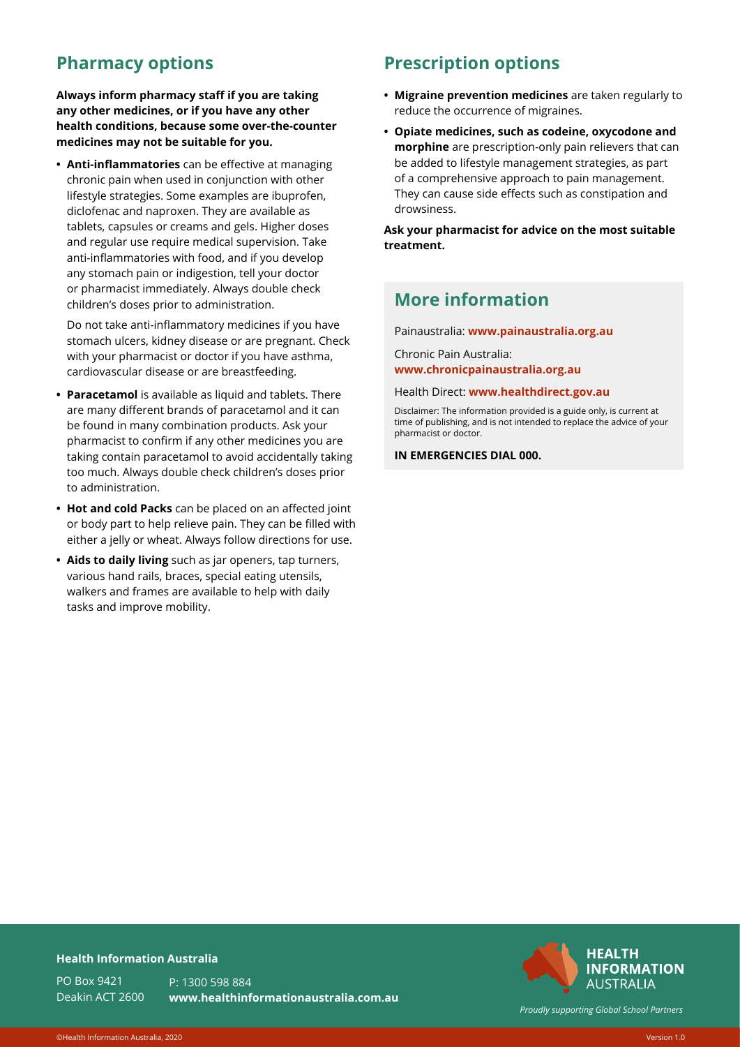## Pharmacy options

**Always inform pharmacy staff if you are taking any other medicines, or if you have any other health conditions, because some over-the-counter medicines may not be suitable for you.**

- **Anti-inflammatories** can be effective at managing chronic pain when used in conjunction with other lifestyle strategies. Some examples are ibuprofen, diclofenac and naproxen. They are available as tablets, capsules or creams and gels. Higher doses and regular use require medical supervision. Take anti-inflammatories with food, and if you develop any stomach pain or indigestion, tell your doctor or pharmacist immediately. Always double check children's doses prior to administration.

  Do not take anti-inflammatory medicines if you have stomach ulcers, kidney disease or are pregnant. Check with your pharmacist or doctor if you have asthma, cardiovascular disease or are breastfeeding.

- **Paracetamol** is available as liquid and tablets. There are many different brands of paracetamol and it can be found in many combination products. Ask your pharmacist to confirm if any other medicines you are taking contain paracetamol to avoid accidentally taking too much. Always double check children's doses prior to administration.
- **Hot and cold Packs** can be placed on an affected joint or body part to help relieve pain. They can be filled with either a jelly or wheat. Always follow directions for use.
- **Aids to daily living** such as jar openers, tap turners, various hand rails, braces, special eating utensils, walkers and frames are available to help with daily tasks and improve mobility.

## Prescription options

- **Migraine prevention medicines** are taken regularly to reduce the occurrence of migraines.
- **Opiate medicines, such as codeine, oxycodone and morphine** are prescription-only pain relievers that can be added to lifestyle management strategies, as part of a comprehensive approach to pain management. They can cause side effects such as constipation and drowsiness.

**Ask your pharmacist for advice on the most suitable treatment.**

## More information

Painaustralia: **www.painaustralia.org.au**

Chronic Pain Australia: **www.chronicpainaustralia.org.au**

Health Direct: **www.healthdirect.gov.au**

Disclaimer: The information provided is a guide only, is current at time of publishing, and is not intended to replace the advice of your pharmacist or doctor.

**IN EMERGENCIES DIAL 000.**

**Health Information Australia**

PO Box 9421
Deakin ACT 2600

P: 1300 598 884
**www.healthinformationaustralia.com.au**

HEALTH INFORMATION AUSTRALIA

*Proudly supporting Global School Partners*

©Health Information Australia, 2020

Version 1.0